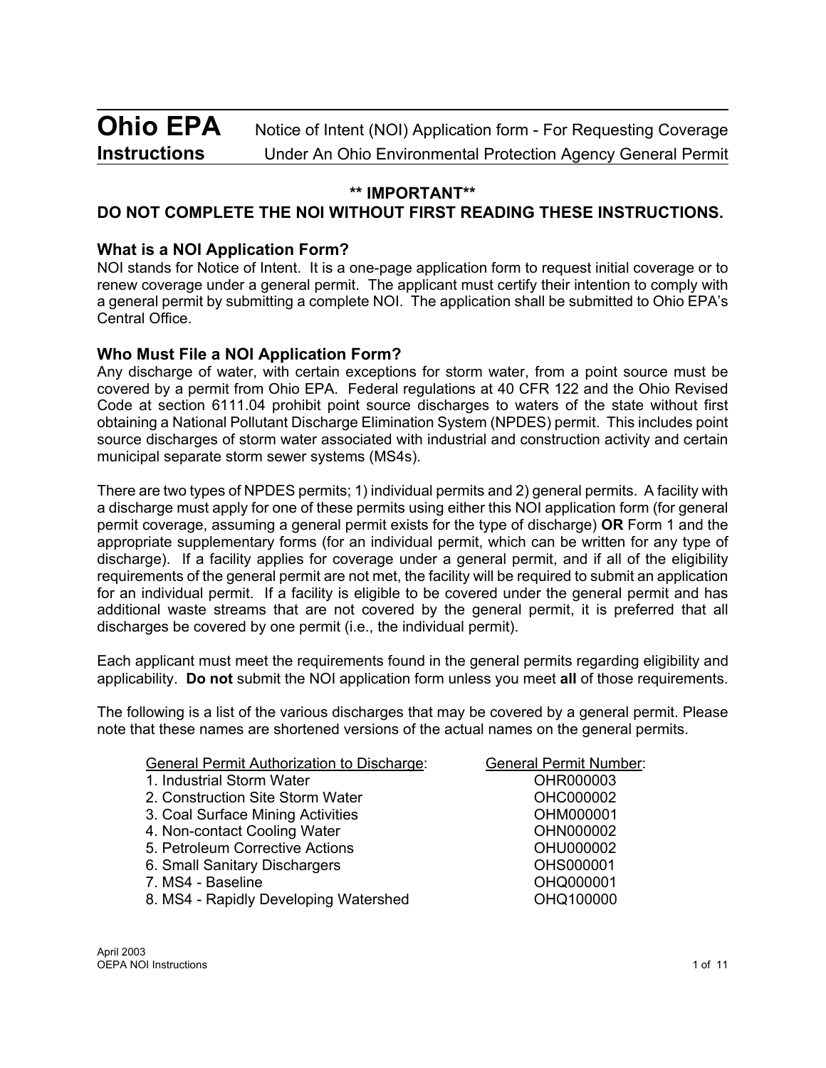# Ohio EPA Instructions

**Notice of Intent (NOI) Application form - For Requesting Coverage Under An Ohio Environmental Protection Agency General Permit**

**\*\* IMPORTANT\*\***

**DO NOT COMPLETE THE NOI WITHOUT FIRST READING THESE INSTRUCTIONS.**

## What is a NOI Application Form?

NOI stands for Notice of Intent. It is a one-page application form to request initial coverage or to renew coverage under a general permit. The applicant must certify their intention to comply with a general permit by submitting a complete NOI. The application shall be submitted to Ohio EPA's Central Office.

## Who Must File a NOI Application Form?

Any discharge of water, with certain exceptions for storm water, from a point source must be covered by a permit from Ohio EPA. Federal regulations at 40 CFR 122 and the Ohio Revised Code at section 6111.04 prohibit point source discharges to waters of the state without first obtaining a National Pollutant Discharge Elimination System (NPDES) permit. This includes point source discharges of storm water associated with industrial and construction activity and certain municipal separate storm sewer systems (MS4s).

There are two types of NPDES permits; 1) individual permits and 2) general permits. A facility with a discharge must apply for one of these permits using either this NOI application form (for general permit coverage, assuming a general permit exists for the type of discharge) **OR** Form 1 and the appropriate supplementary forms (for an individual permit, which can be written for any type of discharge). If a facility applies for coverage under a general permit, and if all of the eligibility requirements of the general permit are not met, the facility will be required to submit an application for an individual permit. If a facility is eligible to be covered under the general permit and has additional waste streams that are not covered by the general permit, it is preferred that all discharges be covered by one permit (i.e., the individual permit).

Each applicant must meet the requirements found in the general permits regarding eligibility and applicability. **Do not** submit the NOI application form unless you meet **all** of those requirements.

The following is a list of the various discharges that may be covered by a general permit. Please note that these names are shortened versions of the actual names on the general permits.

| General Permit Authorization to Discharge: | General Permit Number: |
|---|---|
| 1. Industrial Storm Water | OHR000003 |
| 2. Construction Site Storm Water | OHC000002 |
| 3. Coal Surface Mining Activities | OHM000001 |
| 4. Non-contact Cooling Water | OHN000002 |
| 5. Petroleum Corrective Actions | OHU000002 |
| 6. Small Sanitary Dischargers | OHS000001 |
| 7. MS4 - Baseline | OHQ000001 |
| 8. MS4 - Rapidly Developing Watershed | OHQ100000 |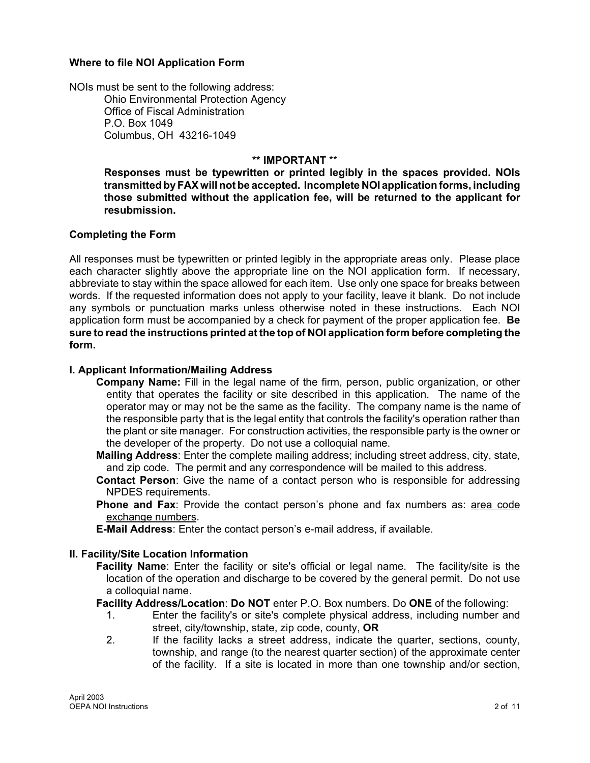**Where to file NOI Application Form**

NOIs must be sent to the following address:

Ohio Environmental Protection Agency
Office of Fiscal Administration
P.O. Box 1049
Columbus, OH 43216-1049

**\*\* IMPORTANT \*\***

**Responses must be typewritten or printed legibly in the spaces provided. NOIs transmitted by FAX will not be accepted. Incomplete NOI application forms, including those submitted without the application fee, will be returned to the applicant for resubmission.**

**Completing the Form**

All responses must be typewritten or printed legibly in the appropriate areas only. Please place each character slightly above the appropriate line on the NOI application form. If necessary, abbreviate to stay within the space allowed for each item. Use only one space for breaks between words. If the requested information does not apply to your facility, leave it blank. Do not include any symbols or punctuation marks unless otherwise noted in these instructions. Each NOI application form must be accompanied by a check for payment of the proper application fee. **Be sure to read the instructions printed at the top of NOI application form before completing the form.**

**I. Applicant Information/Mailing Address**

**Company Name:** Fill in the legal name of the firm, person, public organization, or other entity that operates the facility or site described in this application. The name of the operator may or may not be the same as the facility. The company name is the name of the responsible party that is the legal entity that controls the facility's operation rather than the plant or site manager. For construction activities, the responsible party is the owner or the developer of the property. Do not use a colloquial name.

**Mailing Address**: Enter the complete mailing address; including street address, city, state, and zip code. The permit and any correspondence will be mailed to this address.

**Contact Person**: Give the name of a contact person who is responsible for addressing NPDES requirements.

**Phone and Fax**: Provide the contact person's phone and fax numbers as: <u>area code exchange numbers</u>.

**E-Mail Address**: Enter the contact person's e-mail address, if available.

**II. Facility/Site Location Information**

**Facility Name**: Enter the facility or site's official or legal name. The facility/site is the location of the operation and discharge to be covered by the general permit. Do not use a colloquial name.

**Facility Address/Location**: **Do NOT** enter P.O. Box numbers. Do **ONE** of the following:

1. Enter the facility's or site's complete physical address, including number and street, city/township, state, zip code, county, **OR**
2. If the facility lacks a street address, indicate the quarter, sections, county, township, and range (to the nearest quarter section) of the approximate center of the facility. If a site is located in more than one township and/or section,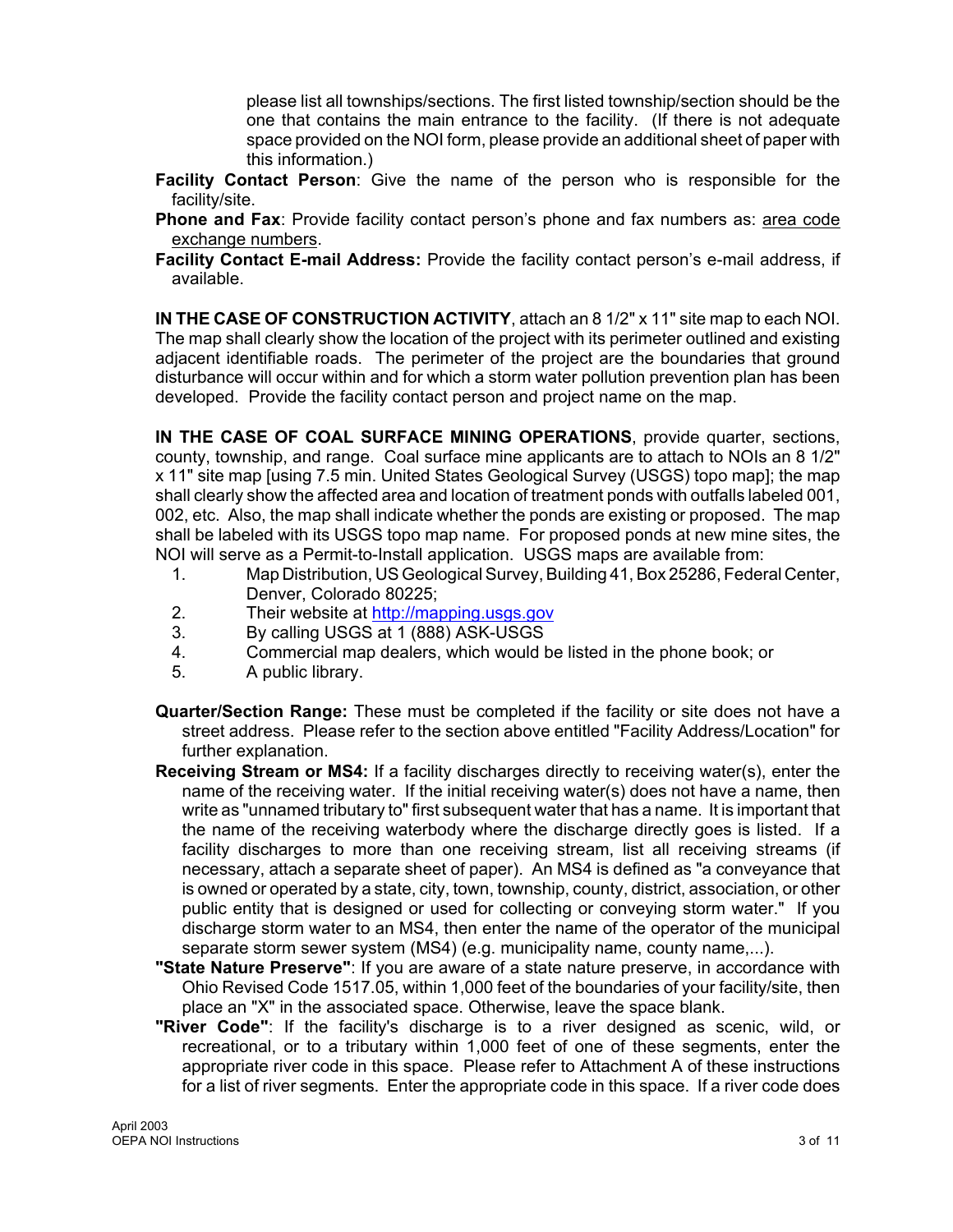please list all townships/sections. The first listed township/section should be the one that contains the main entrance to the facility. (If there is not adequate space provided on the NOI form, please provide an additional sheet of paper with this information.)

**Facility Contact Person**: Give the name of the person who is responsible for the facility/site.

**Phone and Fax**: Provide facility contact person's phone and fax numbers as: area code exchange numbers.

**Facility Contact E-mail Address:** Provide the facility contact person's e-mail address, if available.

**IN THE CASE OF CONSTRUCTION ACTIVITY**, attach an 8 1/2" x 11" site map to each NOI. The map shall clearly show the location of the project with its perimeter outlined and existing adjacent identifiable roads. The perimeter of the project are the boundaries that ground disturbance will occur within and for which a storm water pollution prevention plan has been developed. Provide the facility contact person and project name on the map.

**IN THE CASE OF COAL SURFACE MINING OPERATIONS**, provide quarter, sections, county, township, and range. Coal surface mine applicants are to attach to NOIs an 8 1/2" x 11" site map [using 7.5 min. United States Geological Survey (USGS) topo map]; the map shall clearly show the affected area and location of treatment ponds with outfalls labeled 001, 002, etc. Also, the map shall indicate whether the ponds are existing or proposed. The map shall be labeled with its USGS topo map name. For proposed ponds at new mine sites, the NOI will serve as a Permit-to-Install application. USGS maps are available from:

1. Map Distribution, US Geological Survey, Building 41, Box 25286, Federal Center, Denver, Colorado 80225;
2. Their website at http://mapping.usgs.gov
3. By calling USGS at 1 (888) ASK-USGS
4. Commercial map dealers, which would be listed in the phone book; or
5. A public library.

**Quarter/Section Range:** These must be completed if the facility or site does not have a street address. Please refer to the section above entitled "Facility Address/Location" for further explanation.

**Receiving Stream or MS4:** If a facility discharges directly to receiving water(s), enter the name of the receiving water. If the initial receiving water(s) does not have a name, then write as "unnamed tributary to" first subsequent water that has a name. It is important that the name of the receiving waterbody where the discharge directly goes is listed. If a facility discharges to more than one receiving stream, list all receiving streams (if necessary, attach a separate sheet of paper). An MS4 is defined as "a conveyance that is owned or operated by a state, city, town, township, county, district, association, or other public entity that is designed or used for collecting or conveying storm water." If you discharge storm water to an MS4, then enter the name of the operator of the municipal separate storm sewer system (MS4) (e.g. municipality name, county name,...).

**"State Nature Preserve"**: If you are aware of a state nature preserve, in accordance with Ohio Revised Code 1517.05, within 1,000 feet of the boundaries of your facility/site, then place an "X" in the associated space. Otherwise, leave the space blank.

**"River Code"**: If the facility's discharge is to a river designed as scenic, wild, or recreational, or to a tributary within 1,000 feet of one of these segments, enter the appropriate river code in this space. Please refer to Attachment A of these instructions for a list of river segments. Enter the appropriate code in this space. If a river code does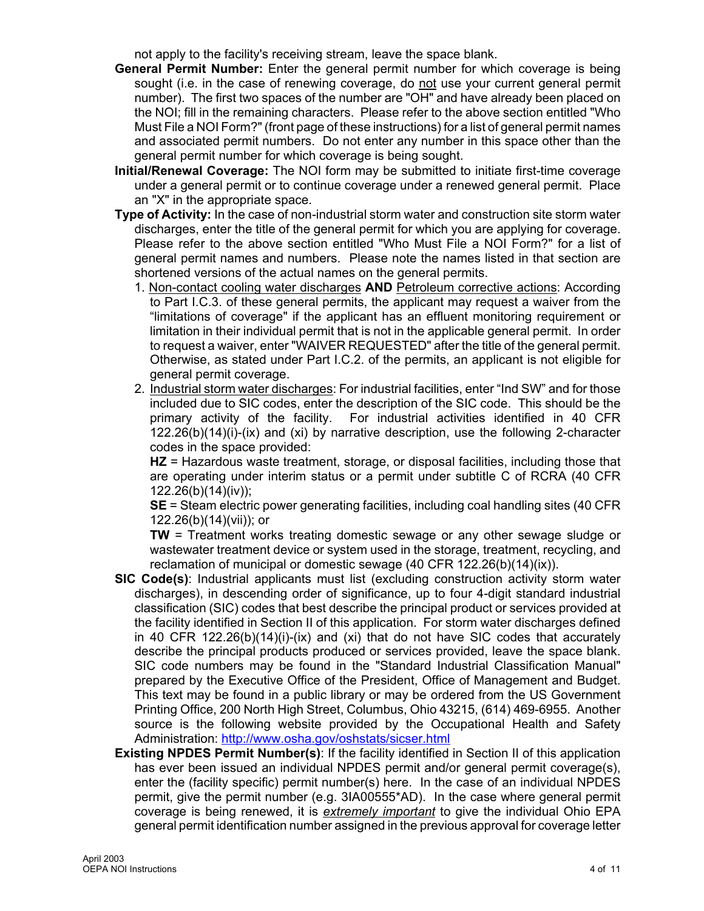not apply to the facility's receiving stream, leave the space blank.

**General Permit Number:** Enter the general permit number for which coverage is being sought (i.e. in the case of renewing coverage, do not use your current general permit number). The first two spaces of the number are "OH" and have already been placed on the NOI; fill in the remaining characters. Please refer to the above section entitled "Who Must File a NOI Form?" (front page of these instructions) for a list of general permit names and associated permit numbers. Do not enter any number in this space other than the general permit number for which coverage is being sought.

**Initial/Renewal Coverage:** The NOI form may be submitted to initiate first-time coverage under a general permit or to continue coverage under a renewed general permit. Place an "X" in the appropriate space.

**Type of Activity:** In the case of non-industrial storm water and construction site storm water discharges, enter the title of the general permit for which you are applying for coverage. Please refer to the above section entitled "Who Must File a NOI Form?" for a list of general permit names and numbers. Please note the names listed in that section are shortened versions of the actual names on the general permits.

1. Non-contact cooling water discharges **AND** Petroleum corrective actions: According to Part I.C.3. of these general permits, the applicant may request a waiver from the "limitations of coverage" if the applicant has an effluent monitoring requirement or limitation in their individual permit that is not in the applicable general permit. In order to request a waiver, enter "WAIVER REQUESTED" after the title of the general permit. Otherwise, as stated under Part I.C.2. of the permits, an applicant is not eligible for general permit coverage.
2. Industrial storm water discharges: For industrial facilities, enter "Ind SW" and for those included due to SIC codes, enter the description of the SIC code. This should be the primary activity of the facility. For industrial activities identified in 40 CFR 122.26(b)(14)(i)-(ix) and (xi) by narrative description, use the following 2-character codes in the space provided:

   **HZ** = Hazardous waste treatment, storage, or disposal facilities, including those that are operating under interim status or a permit under subtitle C of RCRA (40 CFR 122.26(b)(14)(iv));

   **SE** = Steam electric power generating facilities, including coal handling sites (40 CFR 122.26(b)(14)(vii)); or

   **TW** = Treatment works treating domestic sewage or any other sewage sludge or wastewater treatment device or system used in the storage, treatment, recycling, and reclamation of municipal or domestic sewage (40 CFR 122.26(b)(14)(ix)).

**SIC Code(s)**: Industrial applicants must list (excluding construction activity storm water discharges), in descending order of significance, up to four 4-digit standard industrial classification (SIC) codes that best describe the principal product or services provided at the facility identified in Section II of this application. For storm water discharges defined in 40 CFR 122.26(b)(14)(i)-(ix) and (xi) that do not have SIC codes that accurately describe the principal products produced or services provided, leave the space blank. SIC code numbers may be found in the "Standard Industrial Classification Manual" prepared by the Executive Office of the President, Office of Management and Budget. This text may be found in a public library or may be ordered from the US Government Printing Office, 200 North High Street, Columbus, Ohio 43215, (614) 469-6955. Another source is the following website provided by the Occupational Health and Safety Administration: http://www.osha.gov/oshstats/sicser.html

**Existing NPDES Permit Number(s)**: If the facility identified in Section II of this application has ever been issued an individual NPDES permit and/or general permit coverage(s), enter the (facility specific) permit number(s) here. In the case of an individual NPDES permit, give the permit number (e.g. 3IA00555*AD). In the case where general permit coverage is being renewed, it is ***extremely important*** to give the individual Ohio EPA general permit identification number assigned in the previous approval for coverage letter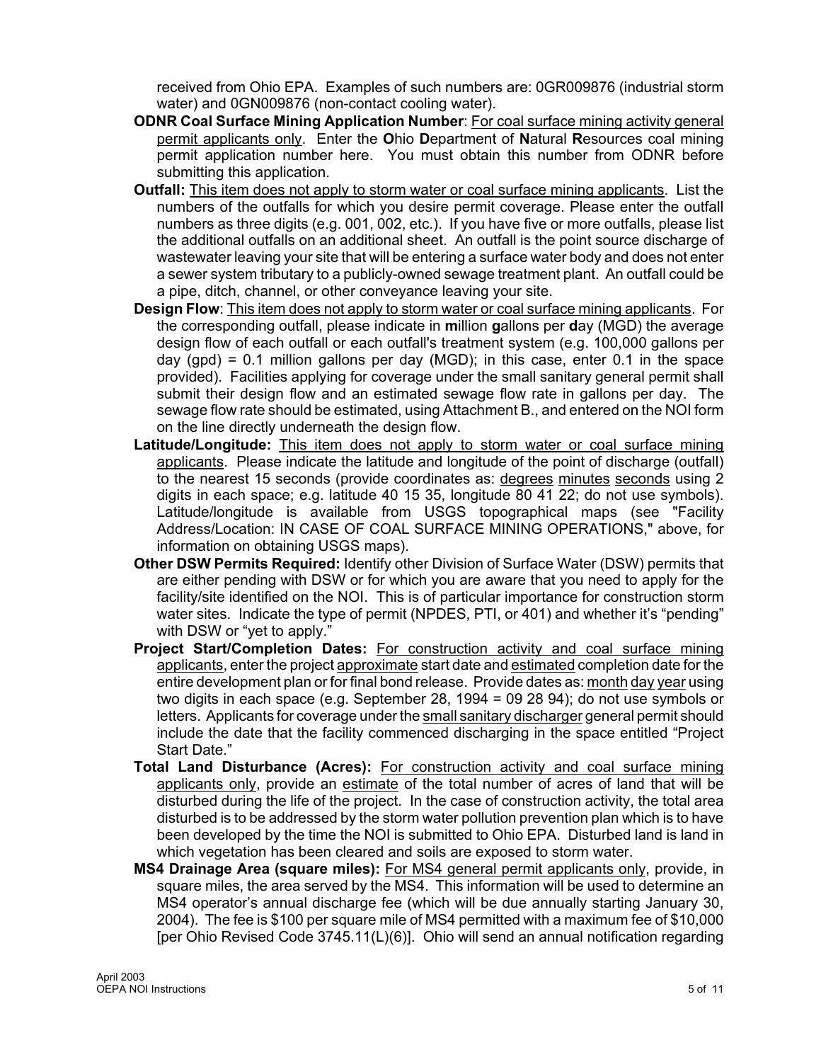received from Ohio EPA. Examples of such numbers are: 0GR009876 (industrial storm water) and 0GN009876 (non-contact cooling water).

**ODNR Coal Surface Mining Application Number**: For coal surface mining activity general permit applicants only. Enter the **O**hio **D**epartment of **N**atural **R**esources coal mining permit application number here. You must obtain this number from ODNR before submitting this application.

**Outfall:** This item does not apply to storm water or coal surface mining applicants. List the numbers of the outfalls for which you desire permit coverage. Please enter the outfall numbers as three digits (e.g. 001, 002, etc.). If you have five or more outfalls, please list the additional outfalls on an additional sheet. An outfall is the point source discharge of wastewater leaving your site that will be entering a surface water body and does not enter a sewer system tributary to a publicly-owned sewage treatment plant. An outfall could be a pipe, ditch, channel, or other conveyance leaving your site.

**Design Flow**: This item does not apply to storm water or coal surface mining applicants. For the corresponding outfall, please indicate in **m**illion **g**allons per **d**ay (MGD) the average design flow of each outfall or each outfall's treatment system (e.g. 100,000 gallons per day (gpd) = 0.1 million gallons per day (MGD); in this case, enter 0.1 in the space provided). Facilities applying for coverage under the small sanitary general permit shall submit their design flow and an estimated sewage flow rate in gallons per day. The sewage flow rate should be estimated, using Attachment B., and entered on the NOI form on the line directly underneath the design flow.

**Latitude/Longitude:** This item does not apply to storm water or coal surface mining applicants. Please indicate the latitude and longitude of the point of discharge (outfall) to the nearest 15 seconds (provide coordinates as: degrees minutes seconds using 2 digits in each space; e.g. latitude 40 15 35, longitude 80 41 22; do not use symbols). Latitude/longitude is available from USGS topographical maps (see "Facility Address/Location: IN CASE OF COAL SURFACE MINING OPERATIONS," above, for information on obtaining USGS maps).

**Other DSW Permits Required:** Identify other Division of Surface Water (DSW) permits that are either pending with DSW or for which you are aware that you need to apply for the facility/site identified on the NOI. This is of particular importance for construction storm water sites. Indicate the type of permit (NPDES, PTI, or 401) and whether it's "pending" with DSW or "yet to apply."

**Project Start/Completion Dates:** For construction activity and coal surface mining applicants, enter the project approximate start date and estimated completion date for the entire development plan or for final bond release. Provide dates as: month day year using two digits in each space (e.g. September 28, 1994 = 09 28 94); do not use symbols or letters. Applicants for coverage under the small sanitary discharger general permit should include the date that the facility commenced discharging in the space entitled "Project Start Date."

**Total Land Disturbance (Acres):** For construction activity and coal surface mining applicants only, provide an estimate of the total number of acres of land that will be disturbed during the life of the project. In the case of construction activity, the total area disturbed is to be addressed by the storm water pollution prevention plan which is to have been developed by the time the NOI is submitted to Ohio EPA. Disturbed land is land in which vegetation has been cleared and soils are exposed to storm water.

**MS4 Drainage Area (square miles):** For MS4 general permit applicants only, provide, in square miles, the area served by the MS4. This information will be used to determine an MS4 operator's annual discharge fee (which will be due annually starting January 30, 2004). The fee is $100 per square mile of MS4 permitted with a maximum fee of $10,000 [per Ohio Revised Code 3745.11(L)(6)]. Ohio will send an annual notification regarding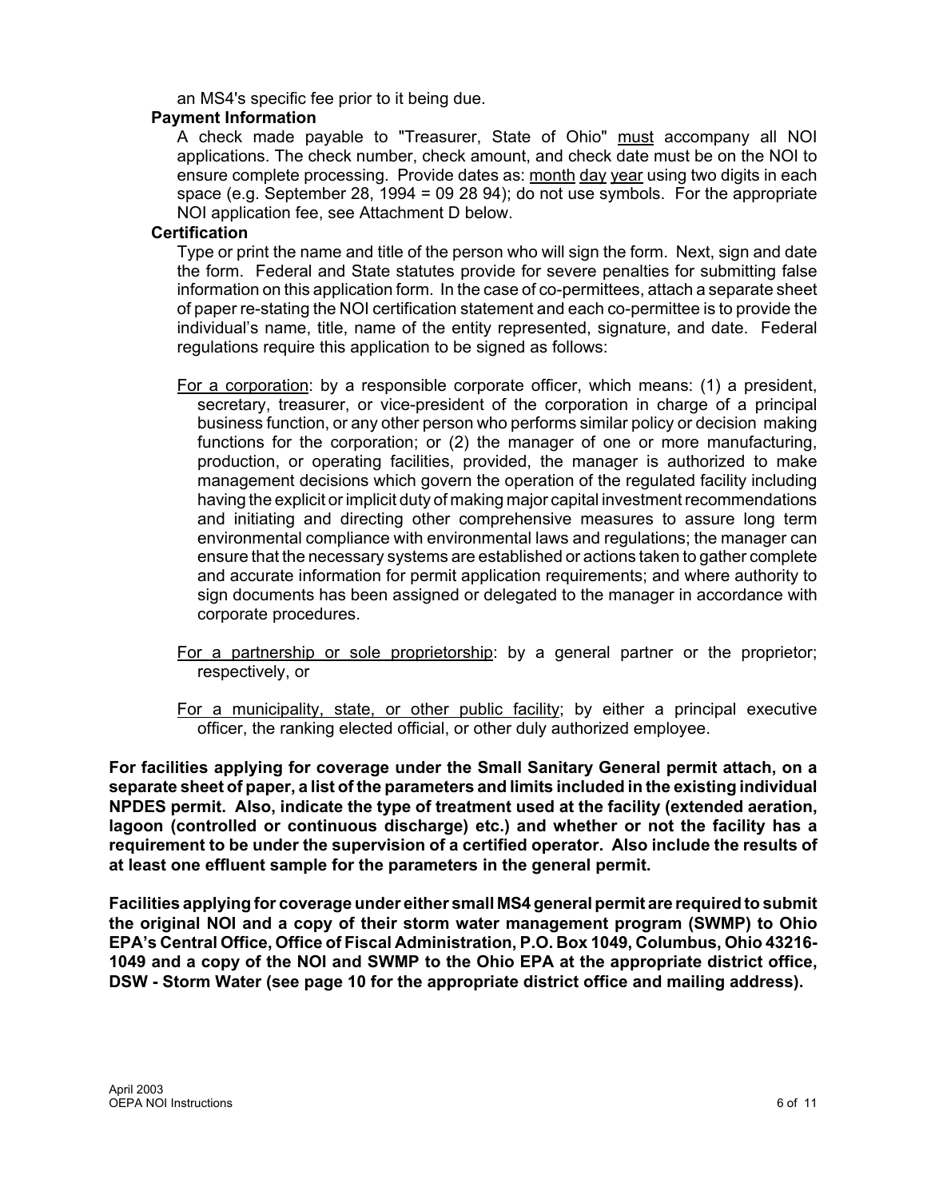an MS4's specific fee prior to it being due.

**Payment Information**

A check made payable to "Treasurer, State of Ohio" must accompany all NOI applications. The check number, check amount, and check date must be on the NOI to ensure complete processing. Provide dates as: month day year using two digits in each space (e.g. September 28, 1994 = 09 28 94); do not use symbols. For the appropriate NOI application fee, see Attachment D below.

**Certification**

Type or print the name and title of the person who will sign the form. Next, sign and date the form. Federal and State statutes provide for severe penalties for submitting false information on this application form. In the case of co-permittees, attach a separate sheet of paper re-stating the NOI certification statement and each co-permittee is to provide the individual's name, title, name of the entity represented, signature, and date. Federal regulations require this application to be signed as follows:

For a corporation: by a responsible corporate officer, which means: (1) a president, secretary, treasurer, or vice-president of the corporation in charge of a principal business function, or any other person who performs similar policy or decision making functions for the corporation; or (2) the manager of one or more manufacturing, production, or operating facilities, provided, the manager is authorized to make management decisions which govern the operation of the regulated facility including having the explicit or implicit duty of making major capital investment recommendations and initiating and directing other comprehensive measures to assure long term environmental compliance with environmental laws and regulations; the manager can ensure that the necessary systems are established or actions taken to gather complete and accurate information for permit application requirements; and where authority to sign documents has been assigned or delegated to the manager in accordance with corporate procedures.

For a partnership or sole proprietorship: by a general partner or the proprietor; respectively, or

For a municipality, state, or other public facility; by either a principal executive officer, the ranking elected official, or other duly authorized employee.

**For facilities applying for coverage under the Small Sanitary General permit attach, on a separate sheet of paper, a list of the parameters and limits included in the existing individual NPDES permit. Also, indicate the type of treatment used at the facility (extended aeration, lagoon (controlled or continuous discharge) etc.) and whether or not the facility has a requirement to be under the supervision of a certified operator. Also include the results of at least one effluent sample for the parameters in the general permit.**

**Facilities applying for coverage under either small MS4 general permit are required to submit the original NOI and a copy of their storm water management program (SWMP) to Ohio EPA's Central Office, Office of Fiscal Administration, P.O. Box 1049, Columbus, Ohio 43216-1049 and a copy of the NOI and SWMP to the Ohio EPA at the appropriate district office, DSW - Storm Water (see page 10 for the appropriate district office and mailing address).**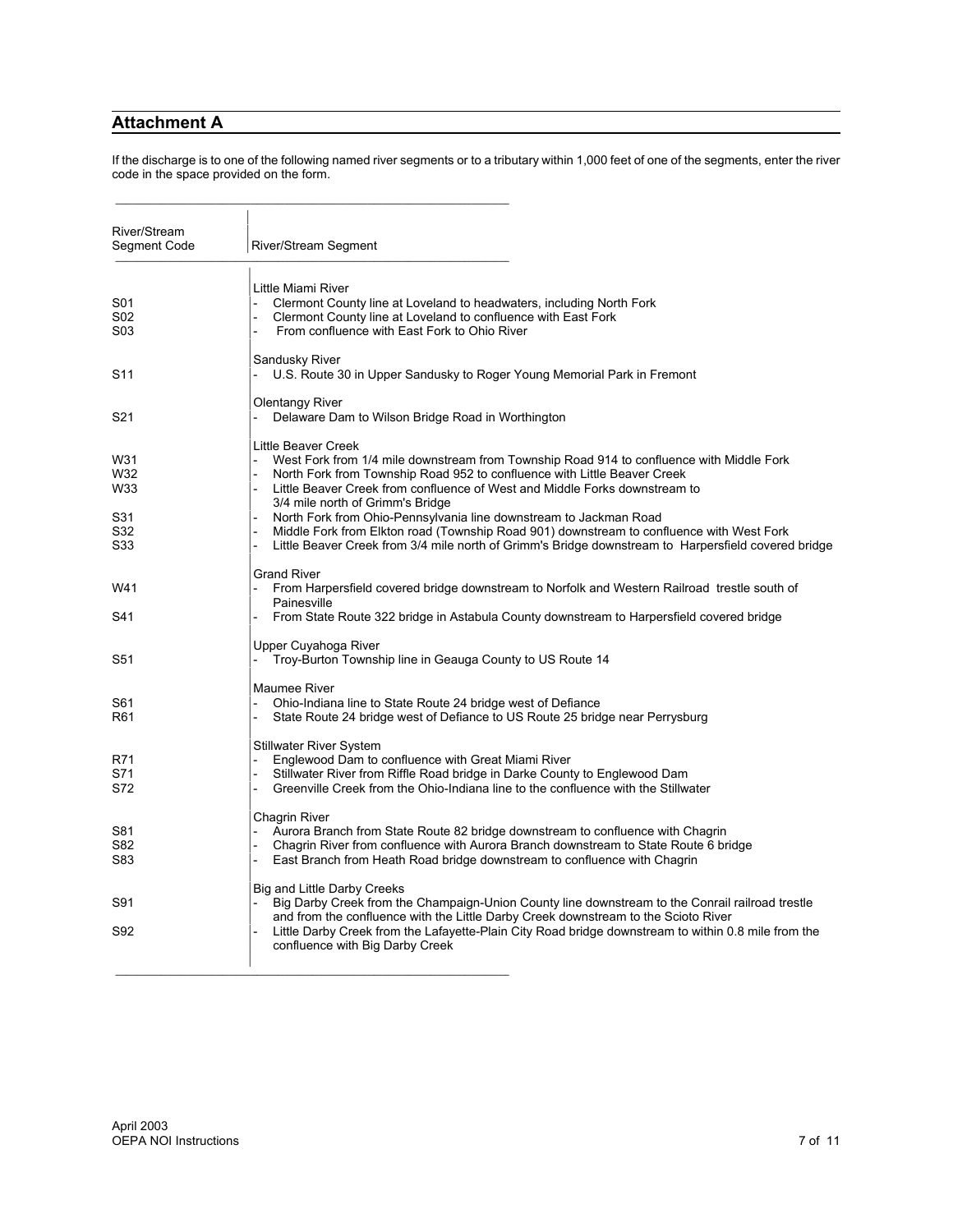## Attachment A

If the discharge is to one of the following named river segments or to a tributary within 1,000 feet of one of the segments, enter the river code in the space provided on the form.

| River/Stream Segment Code | River/Stream Segment |
|---|---|
| | Little Miami River |
| S01 | - Clermont County line at Loveland to headwaters, including North Fork |
| S02 | - Clermont County line at Loveland to confluence with East Fork |
| S03 | - From confluence with East Fork to Ohio River |
| | Sandusky River |
| S11 | - U.S. Route 30 in Upper Sandusky to Roger Young Memorial Park in Fremont |
| | Olentangy River |
| S21 | - Delaware Dam to Wilson Bridge Road in Worthington |
| | Little Beaver Creek |
| W31 | - West Fork from 1/4 mile downstream from Township Road 914 to confluence with Middle Fork |
| W32 | - North Fork from Township Road 952 to confluence with Little Beaver Creek |
| W33 | - Little Beaver Creek from confluence of West and Middle Forks downstream to 3/4 mile north of Grimm's Bridge |
| S31 | - North Fork from Ohio-Pennsylvania line downstream to Jackman Road |
| S32 | - Middle Fork from Elkton road (Township Road 901) downstream to confluence with West Fork |
| S33 | - Little Beaver Creek from 3/4 mile north of Grimm's Bridge downstream to Harpersfield covered bridge |
| | Grand River |
| W41 | - From Harpersfield covered bridge downstream to Norfolk and Western Railroad trestle south of Painesville |
| S41 | - From State Route 322 bridge in Astabula County downstream to Harpersfield covered bridge |
| | Upper Cuyahoga River |
| S51 | - Troy-Burton Township line in Geauga County to US Route 14 |
| | Maumee River |
| S61 | - Ohio-Indiana line to State Route 24 bridge west of Defiance |
| R61 | - State Route 24 bridge west of Defiance to US Route 25 bridge near Perrysburg |
| | Stillwater River System |
| R71 | - Englewood Dam to confluence with Great Miami River |
| S71 | - Stillwater River from Riffle Road bridge in Darke County to Englewood Dam |
| S72 | - Greenville Creek from the Ohio-Indiana line to the confluence with the Stillwater |
| | Chagrin River |
| S81 | - Aurora Branch from State Route 82 bridge downstream to confluence with Chagrin |
| S82 | - Chagrin River from confluence with Aurora Branch downstream to State Route 6 bridge |
| S83 | - East Branch from Heath Road bridge downstream to confluence with Chagrin |
| | Big and Little Darby Creeks |
| S91 | - Big Darby Creek from the Champaign-Union County line downstream to the Conrail railroad trestle and from the confluence with the Little Darby Creek downstream to the Scioto River |
| S92 | - Little Darby Creek from the Lafayette-Plain City Road bridge downstream to within 0.8 mile from the confluence with Big Darby Creek |

April 2003
OEPA NOI Instructions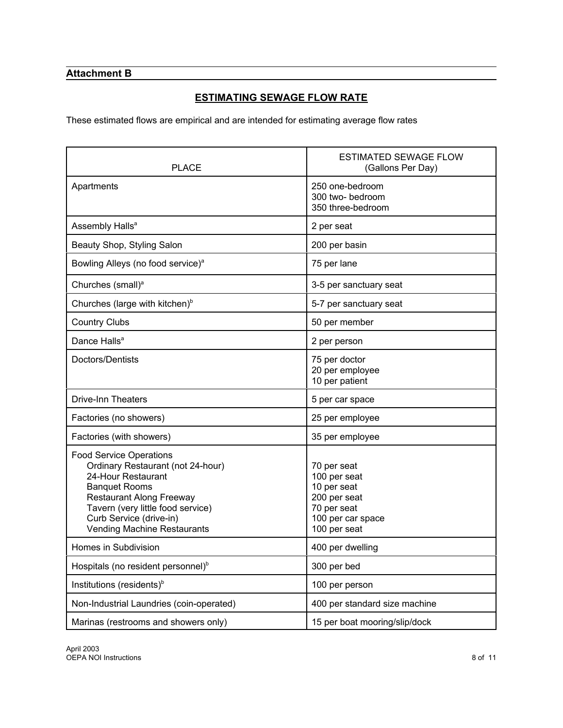## Attachment B

## ESTIMATING SEWAGE FLOW RATE

These estimated flows are empirical and are intended for estimating average flow rates

| PLACE | ESTIMATED SEWAGE FLOW (Gallons Per Day) |
|---|---|
| Apartments | 250 one-bedroom<br>300 two- bedroom<br>350 three-bedroom |
| Assembly Halls[a] | 2 per seat |
| Beauty Shop, Styling Salon | 200 per basin |
| Bowling Alleys (no food service)[a] | 75 per lane |
| Churches (small)[a] | 3-5 per sanctuary seat |
| Churches (large with kitchen)[b] | 5-7 per sanctuary seat |
| Country Clubs | 50 per member |
| Dance Halls[a] | 2 per person |
| Doctors/Dentists | 75 per doctor<br>20 per employee<br>10 per patient |
| Drive-Inn Theaters | 5 per car space |
| Factories (no showers) | 25 per employee |
| Factories (with showers) | 35 per employee |
| Food Service Operations<br>Ordinary Restaurant (not 24-hour)<br>24-Hour Restaurant<br>Banquet Rooms<br>Restaurant Along Freeway<br>Tavern (very little food service)<br>Curb Service (drive-in)<br>Vending Machine Restaurants | <br>70 per seat<br>100 per seat<br>10 per seat<br>200 per seat<br>70 per seat<br>100 per car space<br>100 per seat |
| Homes in Subdivision | 400 per dwelling |
| Hospitals (no resident personnel)[b] | 300 per bed |
| Institutions (residents)[b] | 100 per person |
| Non-Industrial Laundries (coin-operated) | 400 per standard size machine |
| Marinas (restrooms and showers only) | 15 per boat mooring/slip/dock |

April 2003
OEPA NOI Instructions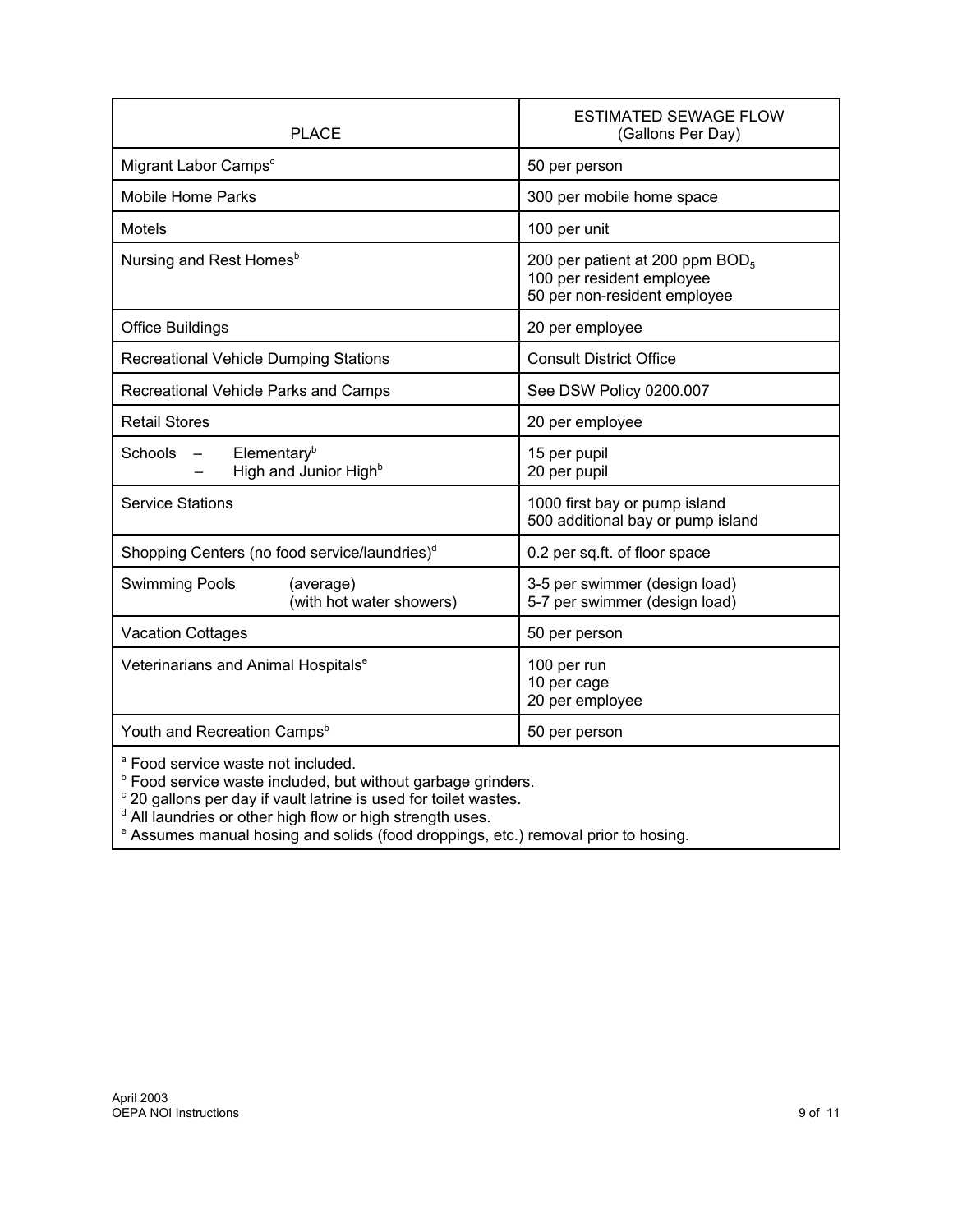| PLACE | ESTIMATED SEWAGE FLOW (Gallons Per Day) |
|---|---|
| Migrant Labor Camps[c] | 50 per person |
| Mobile Home Parks | 300 per mobile home space |
| Motels | 100 per unit |
| Nursing and Rest Homes[b] | 200 per patient at 200 ppm $BOD_5$<br>100 per resident employee<br>50 per non-resident employee |
| Office Buildings | 20 per employee |
| Recreational Vehicle Dumping Stations | Consult District Office |
| Recreational Vehicle Parks and Camps | See DSW Policy 0200.007 |
| Retail Stores | 20 per employee |
| Schools – Elementary[b]<br>– High and Junior High[b] | 15 per pupil<br>20 per pupil |
| Service Stations | 1000 first bay or pump island<br>500 additional bay or pump island |
| Shopping Centers (no food service/laundries)[d] | 0.2 per sq.ft. of floor space |
| Swimming Pools (average)<br>(with hot water showers) | 3-5 per swimmer (design load)<br>5-7 per swimmer (design load) |
| Vacation Cottages | 50 per person |
| Veterinarians and Animal Hospitals[e] | 100 per run<br>10 per cage<br>20 per employee |
| Youth and Recreation Camps[b] | 50 per person |

[a] Food service waste not included.
[b] Food service waste included, but without garbage grinders.
[c] 20 gallons per day if vault latrine is used for toilet wastes.
[d] All laundries or other high flow or high strength uses.
[e] Assumes manual hosing and solids (food droppings, etc.) removal prior to hosing.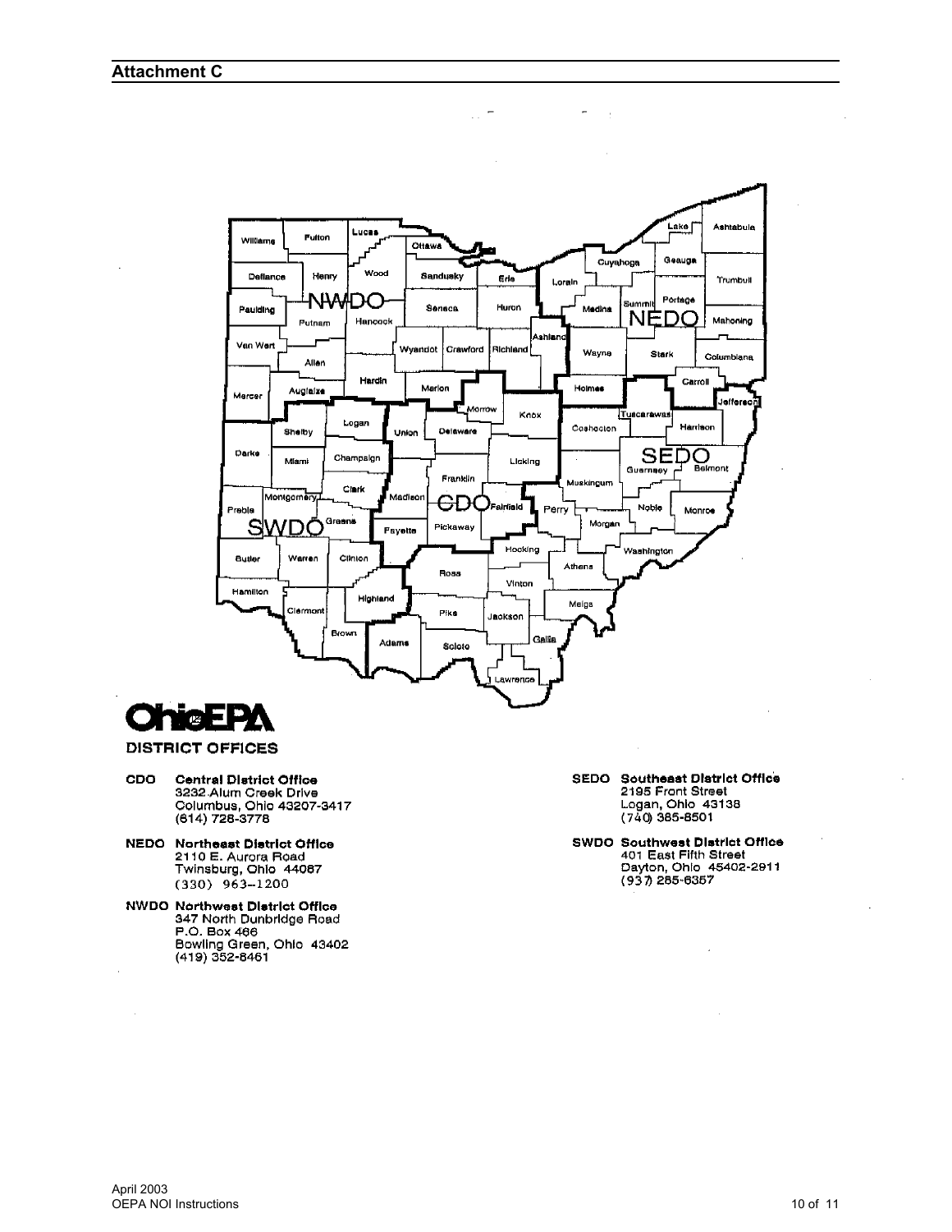## Attachment C

**OhioEPA**

**DISTRICT OFFICES**

**CDO** **Central District Office**
3232 Alum Creek Drive
Columbus, Ohio 43207-3417
(614) 728-3778

**NEDO** **Northeast District Office**
2110 E. Aurora Road
Twinsburg, Ohio 44087
(330) 963-1200

**NWDO** **Northwest District Office**
347 North Dunbridge Road
P.O. Box 466
Bowling Green, Ohio 43402
(419) 352-8461

**SEDO** **Southeast District Office**
2195 Front Street
Logan, Ohio 43138
(740) 385-8501

**SWDO** **Southwest District Office**
401 East Fifth Street
Dayton, Ohio 45402-2911
(937) 285-6357

April 2003
OEPA NOI Instructions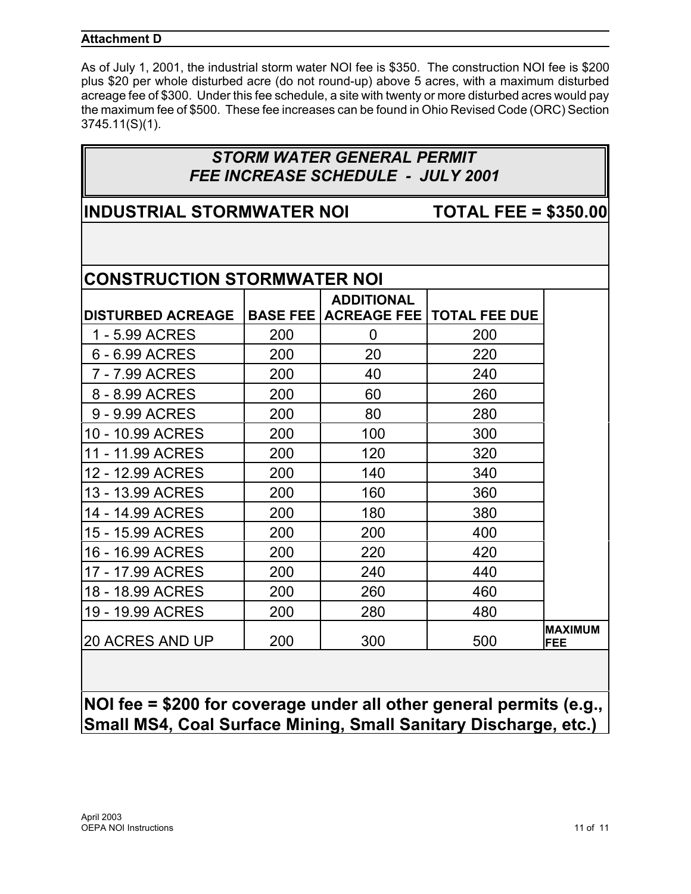**Attachment D**

As of July 1, 2001, the industrial storm water NOI fee is \$350. The construction NOI fee is \$200 plus \$20 per whole disturbed acre (do not round-up) above 5 acres, with a maximum disturbed acreage fee of \$300. Under this fee schedule, a site with twenty or more disturbed acres would pay the maximum fee of \$500. These fee increases can be found in Ohio Revised Code (ORC) Section 3745.11(S)(1).

## *STORM WATER GENERAL PERMIT*
## *FEE INCREASE SCHEDULE - JULY 2001*

### INDUSTRIAL STORMWATER NOI — TOTAL FEE = \$350.00

### CONSTRUCTION STORMWATER NOI

| DISTURBED ACREAGE | BASE FEE | ADDITIONAL ACREAGE FEE | TOTAL FEE DUE | |
|---|---|---|---|---|
| 1 - 5.99 ACRES | 200 | 0 | 200 | |
| 6 - 6.99 ACRES | 200 | 20 | 220 | |
| 7 - 7.99 ACRES | 200 | 40 | 240 | |
| 8 - 8.99 ACRES | 200 | 60 | 260 | |
| 9 - 9.99 ACRES | 200 | 80 | 280 | |
| 10 - 10.99 ACRES | 200 | 100 | 300 | |
| 11 - 11.99 ACRES | 200 | 120 | 320 | |
| 12 - 12.99 ACRES | 200 | 140 | 340 | |
| 13 - 13.99 ACRES | 200 | 160 | 360 | |
| 14 - 14.99 ACRES | 200 | 180 | 380 | |
| 15 - 15.99 ACRES | 200 | 200 | 400 | |
| 16 - 16.99 ACRES | 200 | 220 | 420 | |
| 17 - 17.99 ACRES | 200 | 240 | 440 | |
| 18 - 18.99 ACRES | 200 | 260 | 460 | |
| 19 - 19.99 ACRES | 200 | 280 | 480 | |
| 20 ACRES AND UP | 200 | 300 | 500 | MAXIMUM FEE |

**NOI fee = \$200 for coverage under all other general permits (e.g., Small MS4, Coal Surface Mining, Small Sanitary Discharge, etc.)**